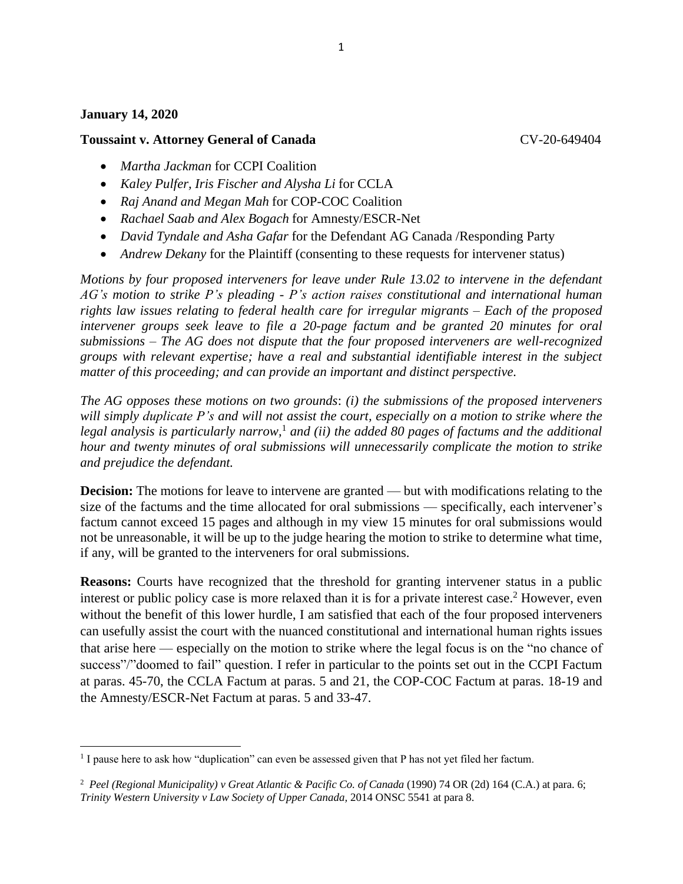**January 14, 2020**

**Toussaint v. Attorney General of Canada** CV-20-649404

- *Martha Jackman* for CCPI Coalition
- *Kaley Pulfer, Iris Fischer and Alysha Li* for CCLA
- *Raj Anand and Megan Mah* for COP-COC Coalition
- *Rachael Saab and Alex Bogach* for Amnesty/ESCR-Net
- *David Tyndale and Asha Gafar* for the Defendant AG Canada /Responding Party
- *Andrew Dekany* for the Plaintiff (consenting to these requests for intervener status)

*Motions by four proposed interveners for leave under Rule 13.02 to intervene in the defendant AG's motion to strike P's pleading - P's action raises constitutional and international human rights law issues relating to federal health care for irregular migrants – Each of the proposed intervener groups seek leave to file a 20-page factum and be granted 20 minutes for oral submissions – The AG does not dispute that the four proposed interveners are well-recognized groups with relevant expertise; have a real and substantial identifiable interest in the subject matter of this proceeding; and can provide an important and distinct perspective.*

*The AG opposes these motions on two grounds: (i) the submissions of the proposed interveners will simply duplicate P's and will not assist the court, especially on a motion to strike where the legal analysis is particularly narrow,*[1] *and (ii) the added 80 pages of factums and the additional hour and twenty minutes of oral submissions will unnecessarily complicate the motion to strike and prejudice the defendant.*

**Decision:** The motions for leave to intervene are granted — but with modifications relating to the size of the factums and the time allocated for oral submissions — specifically, each intervener's factum cannot exceed 15 pages and although in my view 15 minutes for oral submissions would not be unreasonable, it will be up to the judge hearing the motion to strike to determine what time, if any, will be granted to the interveners for oral submissions.

**Reasons:** Courts have recognized that the threshold for granting intervener status in a public interest or public policy case is more relaxed than it is for a private interest case.[2] However, even without the benefit of this lower hurdle, I am satisfied that each of the four proposed interveners can usefully assist the court with the nuanced constitutional and international human rights issues that arise here — especially on the motion to strike where the legal focus is on the "no chance of success"/"doomed to fail" question. I refer in particular to the points set out in the CCPI Factum at paras. 45-70, the CCLA Factum at paras. 5 and 21, the COP-COC Factum at paras. 18-19 and the Amnesty/ESCR-Net Factum at paras. 5 and 33-47.

---

[1] I pause here to ask how "duplication" can even be assessed given that P has not yet filed her factum.

[2] *Peel (Regional Municipality) v Great Atlantic & Pacific Co. of Canada* (1990) 74 OR (2d) 164 (C.A.) at para. 6; *Trinity Western University v Law Society of Upper Canada*, 2014 ONSC 5541 at para 8.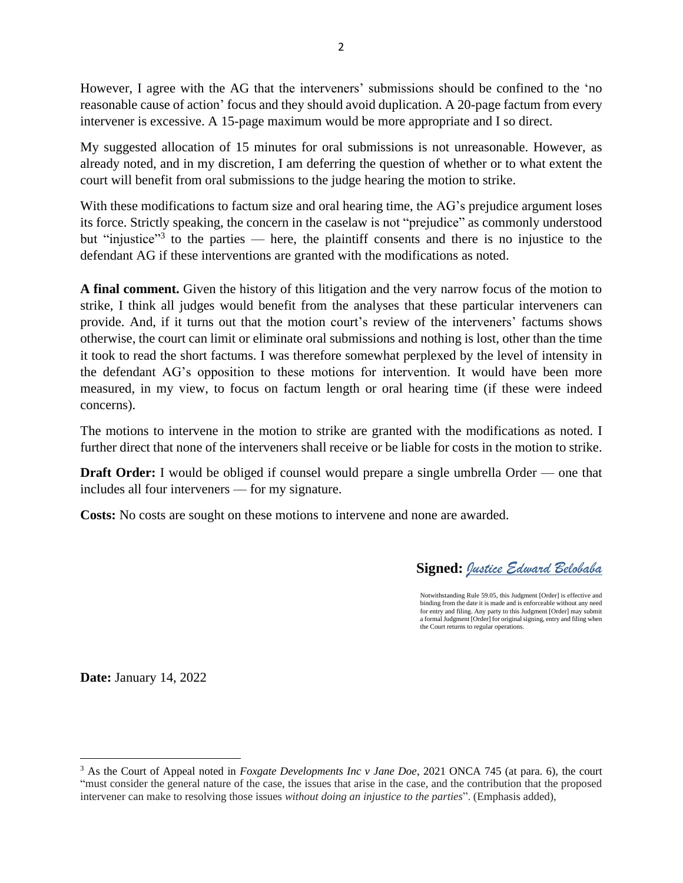However, I agree with the AG that the interveners' submissions should be confined to the 'no reasonable cause of action' focus and they should avoid duplication. A 20-page factum from every intervener is excessive. A 15-page maximum would be more appropriate and I so direct.

My suggested allocation of 15 minutes for oral submissions is not unreasonable. However, as already noted, and in my discretion, I am deferring the question of whether or to what extent the court will benefit from oral submissions to the judge hearing the motion to strike.

With these modifications to factum size and oral hearing time, the AG's prejudice argument loses its force. Strictly speaking, the concern in the caselaw is not "prejudice" as commonly understood but "injustice"[3] to the parties — here, the plaintiff consents and there is no injustice to the defendant AG if these interventions are granted with the modifications as noted.

**A final comment.** Given the history of this litigation and the very narrow focus of the motion to strike, I think all judges would benefit from the analyses that these particular interveners can provide. And, if it turns out that the motion court's review of the interveners' factums shows otherwise, the court can limit or eliminate oral submissions and nothing is lost, other than the time it took to read the short factums. I was therefore somewhat perplexed by the level of intensity in the defendant AG's opposition to these motions for intervention. It would have been more measured, in my view, to focus on factum length or oral hearing time (if these were indeed concerns).

The motions to intervene in the motion to strike are granted with the modifications as noted. I further direct that none of the interveners shall receive or be liable for costs in the motion to strike.

**Draft Order:** I would be obliged if counsel would prepare a single umbrella Order — one that includes all four interveners — for my signature.

**Costs:** No costs are sought on these motions to intervene and none are awarded.

**Signed:** *Justice Edward Belobaba*

Notwithstanding Rule 59.05, this Judgment [Order] is effective and binding from the date it is made and is enforceable without any need for entry and filing. Any party to this Judgment [Order] may submit a formal Judgment [Order] for original signing, entry and filing when the Court returns to regular operations.

**Date:** January 14, 2022

---

[3] As the Court of Appeal noted in *Foxgate Developments Inc v Jane Doe*, 2021 ONCA 745 (at para. 6), the court "must consider the general nature of the case, the issues that arise in the case, and the contribution that the proposed intervener can make to resolving those issues *without doing an injustice to the parties*". (Emphasis added),